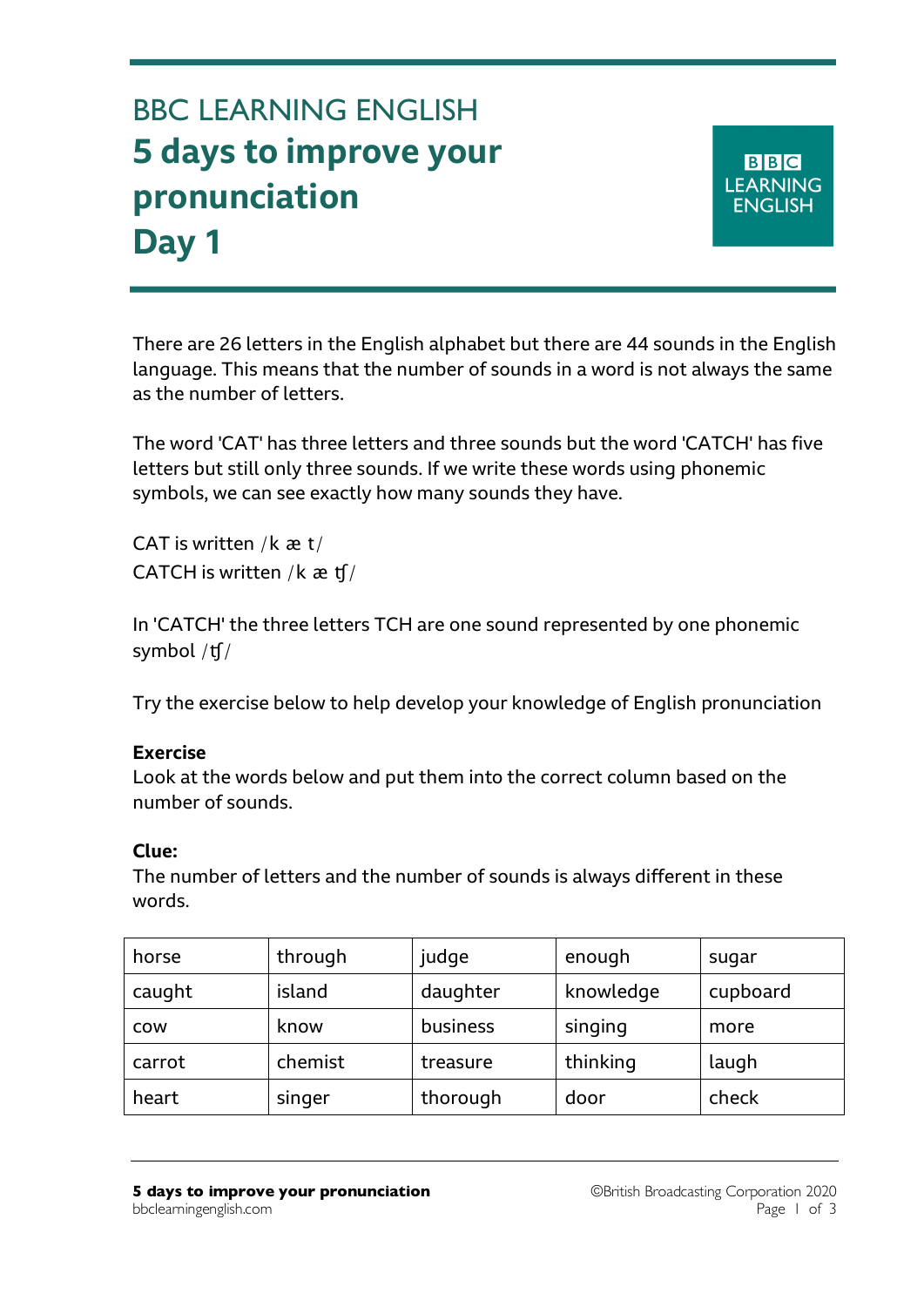BBC LEARNING ENGLISH

# 5 days to improve your pronunciation
# Day 1

There are 26 letters in the English alphabet but there are 44 sounds in the English language. This means that the number of sounds in a word is not always the same as the number of letters.

The word 'CAT' has three letters and three sounds but the word 'CATCH' has five letters but still only three sounds. If we write these words using phonemic symbols, we can see exactly how many sounds they have.

CAT is written /k æ t/
CATCH is written /k æ ʧ/

In 'CATCH' the three letters TCH are one sound represented by one phonemic symbol /ʧ/

Try the exercise below to help develop your knowledge of English pronunciation

**Exercise**
Look at the words below and put them into the correct column based on the number of sounds.

**Clue:**
The number of letters and the number of sounds is always different in these words.

| | | | | |
|---|---|---|---|---|
| horse | through | judge | enough | sugar |
| caught | island | daughter | knowledge | cupboard |
| cow | know | business | singing | more |
| carrot | chemist | treasure | thinking | laugh |
| heart | singer | thorough | door | check |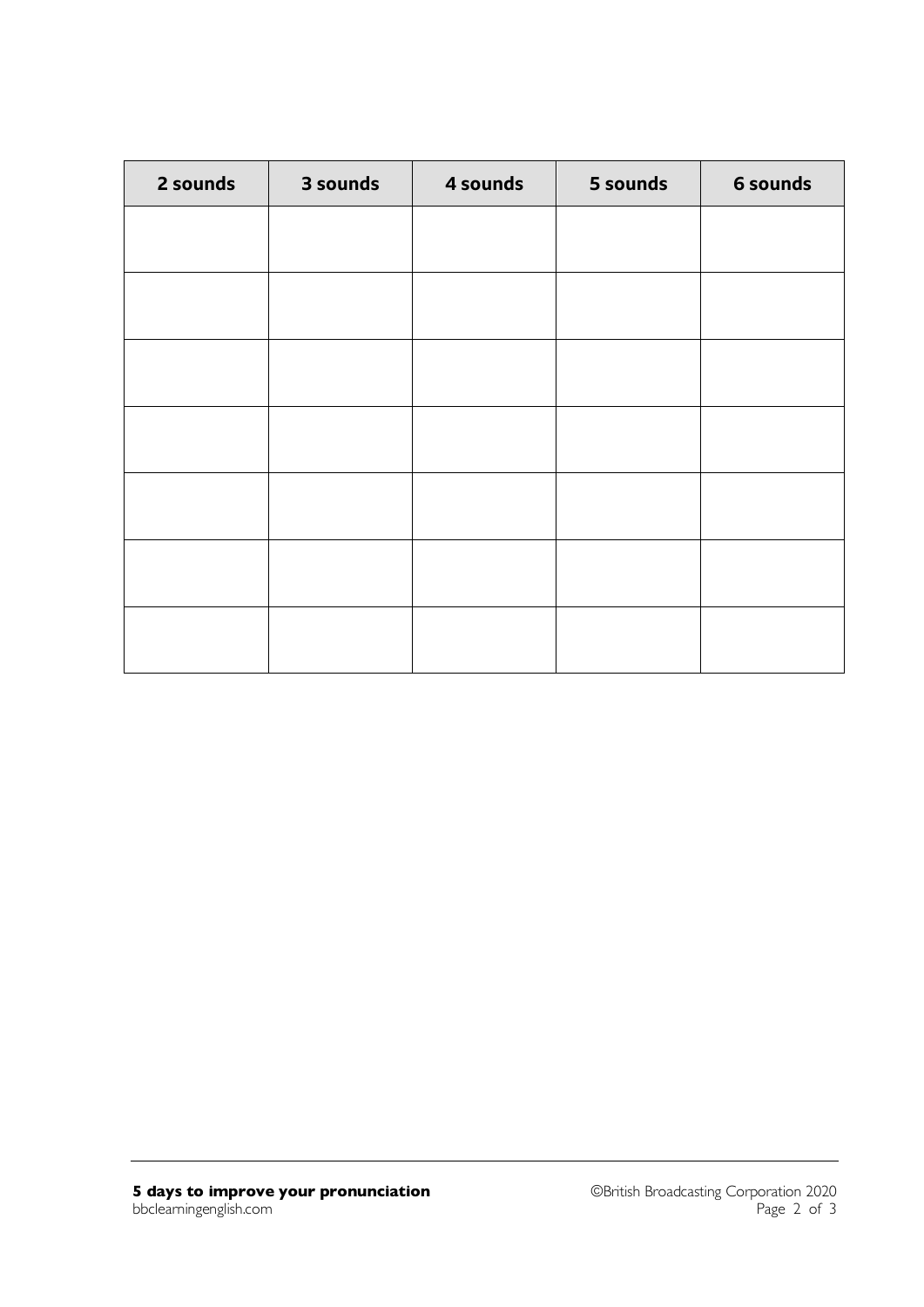| 2 sounds | 3 sounds | 4 sounds | 5 sounds | 6 sounds |
| --- | --- | --- | --- | --- |
| | | | | |
| | | | | |
| | | | | |
| | | | | |
| | | | | |
| | | | | |
| | | | | |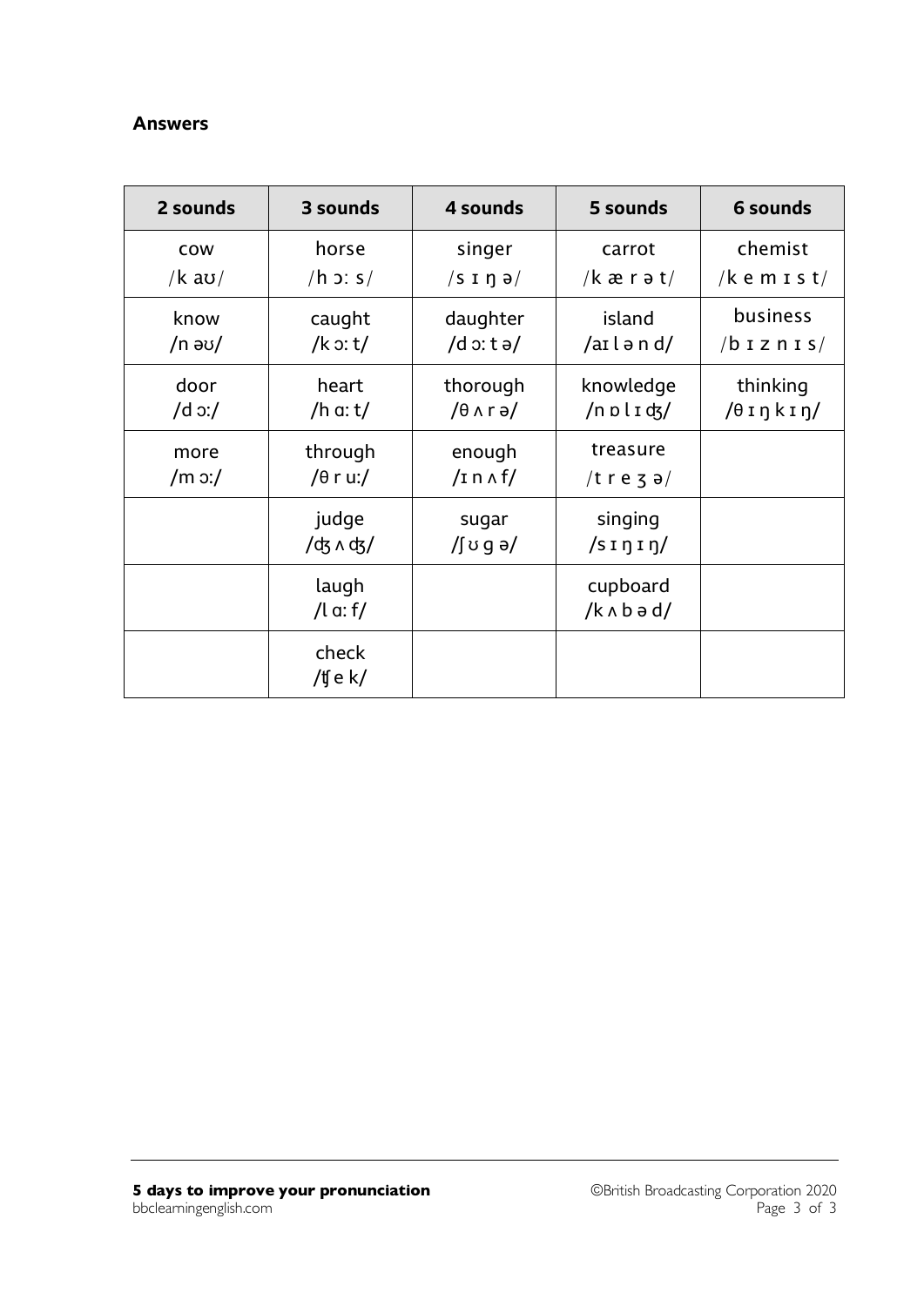**Answers**

| 2 sounds | 3 sounds | 4 sounds | 5 sounds | 6 sounds |
|---|---|---|---|---|
| cow /k aʊ/ | horse /h ɔː s/ | singer /s ɪ ŋ ə/ | carrot /k æ r ə t/ | chemist /k e m ɪ s t/ |
| know /n əʊ/ | caught /k ɔː t/ | daughter /d ɔː t ə/ | island /aɪ l ə n d/ | business /b ɪ z n ɪ s/ |
| door /d ɔː/ | heart /h ɑː t/ | thorough /θ ʌ r ə/ | knowledge /n ɒ l ɪ ʤ/ | thinking /θ ɪ ŋ k ɪ ŋ/ |
| more /m ɔː/ | through /θ r uː/ | enough /ɪ n ʌ f/ | treasure /t r e ʒ ə/ | |
| | judge /ʤ ʌ ʤ/ | sugar /ʃ ʊ g ə/ | singing /s ɪ ŋ ɪ ŋ/ | |
| | laugh /l ɑː f/ | | cupboard /k ʌ b ə d/ | |
| | check /ʧ e k/ | | | |

**5 days to improve your pronunciation**
bbclearningenglish.com

©British Broadcasting Corporation 2020